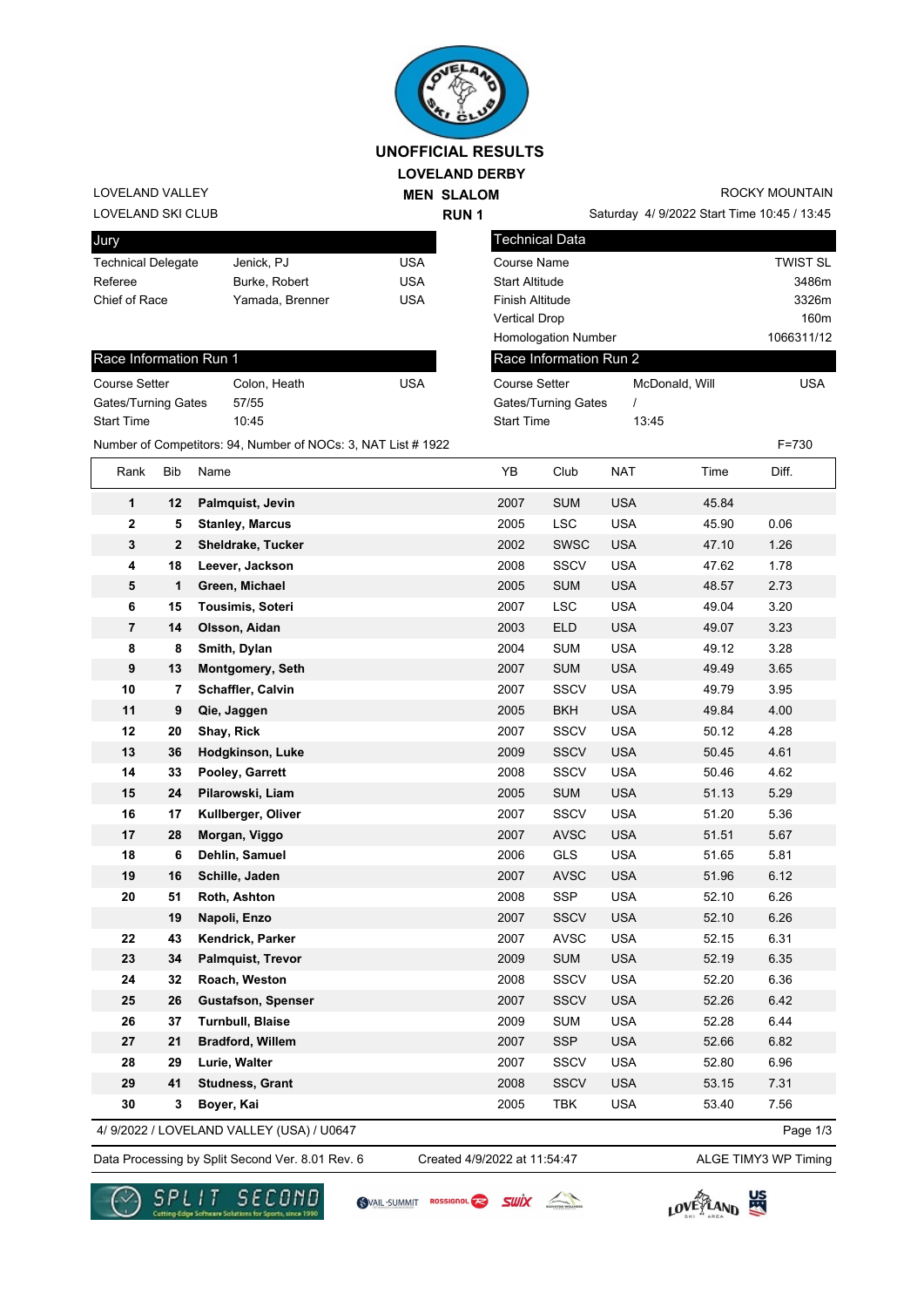# UNOFFICIAL RESULTS

## LOVELAND DERBY

### MEN SLALOM

### RUN 1

LOVELAND VALLEY
LOVELAND SKI CLUB

ROCKY MOUNTAIN
Saturday 4/ 9/2022 Start Time 10:45 / 13:45

| Jury | | |
|---|---|---|
| Technical Delegate | Jenick, PJ | USA |
| Referee | Burke, Robert | USA |
| Chief of Race | Yamada, Brenner | USA |

| Technical Data | |
|---|---|
| Course Name | TWIST SL |
| Start Altitude | 3486m |
| Finish Altitude | 3326m |
| Vertical Drop | 160m |
| Homologation Number | 1066311/12 |

| Race Information Run 1 | | |
|---|---|---|
| Course Setter | Colon, Heath | USA |
| Gates/Turning Gates | 57/55 | |
| Start Time | 10:45 | |

| Race Information Run 2 | | |
|---|---|---|
| Course Setter | McDonald, Will | USA |
| Gates/Turning Gates | / | |
| Start Time | 13:45 | |

Number of Competitors: 94, Number of NOCs: 3, NAT List # 1922 F=730

| Rank | Bib | Name | YB | Club | NAT | Time | Diff. |
|---|---|---|---|---|---|---|---|
| 1 | 12 | **Palmquist, Jevin** | 2007 | SUM | USA | 45.84 | |
| 2 | 5 | **Stanley, Marcus** | 2005 | LSC | USA | 45.90 | 0.06 |
| 3 | 2 | **Sheldrake, Tucker** | 2002 | SWSC | USA | 47.10 | 1.26 |
| 4 | 18 | **Leever, Jackson** | 2008 | SSCV | USA | 47.62 | 1.78 |
| 5 | 1 | **Green, Michael** | 2005 | SUM | USA | 48.57 | 2.73 |
| 6 | 15 | **Tousimis, Soteri** | 2007 | LSC | USA | 49.04 | 3.20 |
| 7 | 14 | **Olsson, Aidan** | 2003 | ELD | USA | 49.07 | 3.23 |
| 8 | 8 | **Smith, Dylan** | 2004 | SUM | USA | 49.12 | 3.28 |
| 9 | 13 | **Montgomery, Seth** | 2007 | SUM | USA | 49.49 | 3.65 |
| 10 | 7 | **Schaffler, Calvin** | 2007 | SSCV | USA | 49.79 | 3.95 |
| 11 | 9 | **Qie, Jaggen** | 2005 | BKH | USA | 49.84 | 4.00 |
| 12 | 20 | **Shay, Rick** | 2007 | SSCV | USA | 50.12 | 4.28 |
| 13 | 36 | **Hodgkinson, Luke** | 2009 | SSCV | USA | 50.45 | 4.61 |
| 14 | 33 | **Pooley, Garrett** | 2008 | SSCV | USA | 50.46 | 4.62 |
| 15 | 24 | **Pilarowski, Liam** | 2005 | SUM | USA | 51.13 | 5.29 |
| 16 | 17 | **Kullberger, Oliver** | 2007 | SSCV | USA | 51.20 | 5.36 |
| 17 | 28 | **Morgan, Viggo** | 2007 | AVSC | USA | 51.51 | 5.67 |
| 18 | 6 | **Dehlin, Samuel** | 2006 | GLS | USA | 51.65 | 5.81 |
| 19 | 16 | **Schille, Jaden** | 2007 | AVSC | USA | 51.96 | 6.12 |
| 20 | 51 | **Roth, Ashton** | 2008 | SSP | USA | 52.10 | 6.26 |
| | 19 | **Napoli, Enzo** | 2007 | SSCV | USA | 52.10 | 6.26 |
| 22 | 43 | **Kendrick, Parker** | 2007 | AVSC | USA | 52.15 | 6.31 |
| 23 | 34 | **Palmquist, Trevor** | 2009 | SUM | USA | 52.19 | 6.35 |
| 24 | 32 | **Roach, Weston** | 2008 | SSCV | USA | 52.20 | 6.36 |
| 25 | 26 | **Gustafson, Spenser** | 2007 | SSCV | USA | 52.26 | 6.42 |
| 26 | 37 | **Turnbull, Blaise** | 2009 | SUM | USA | 52.28 | 6.44 |
| 27 | 21 | **Bradford, Willem** | 2007 | SSP | USA | 52.66 | 6.82 |
| 28 | 29 | **Lurie, Walter** | 2007 | SSCV | USA | 52.80 | 6.96 |
| 29 | 41 | **Studness, Grant** | 2008 | SSCV | USA | 53.15 | 7.31 |
| 30 | 3 | **Boyer, Kai** | 2005 | TBK | USA | 53.40 | 7.56 |

4/ 9/2022 / LOVELAND VALLEY (USA) / U0647

Data Processing by Split Second Ver. 8.01 Rev. 6 Created 4/9/2022 at 11:54:47 ALGE TIMY3 WP Timing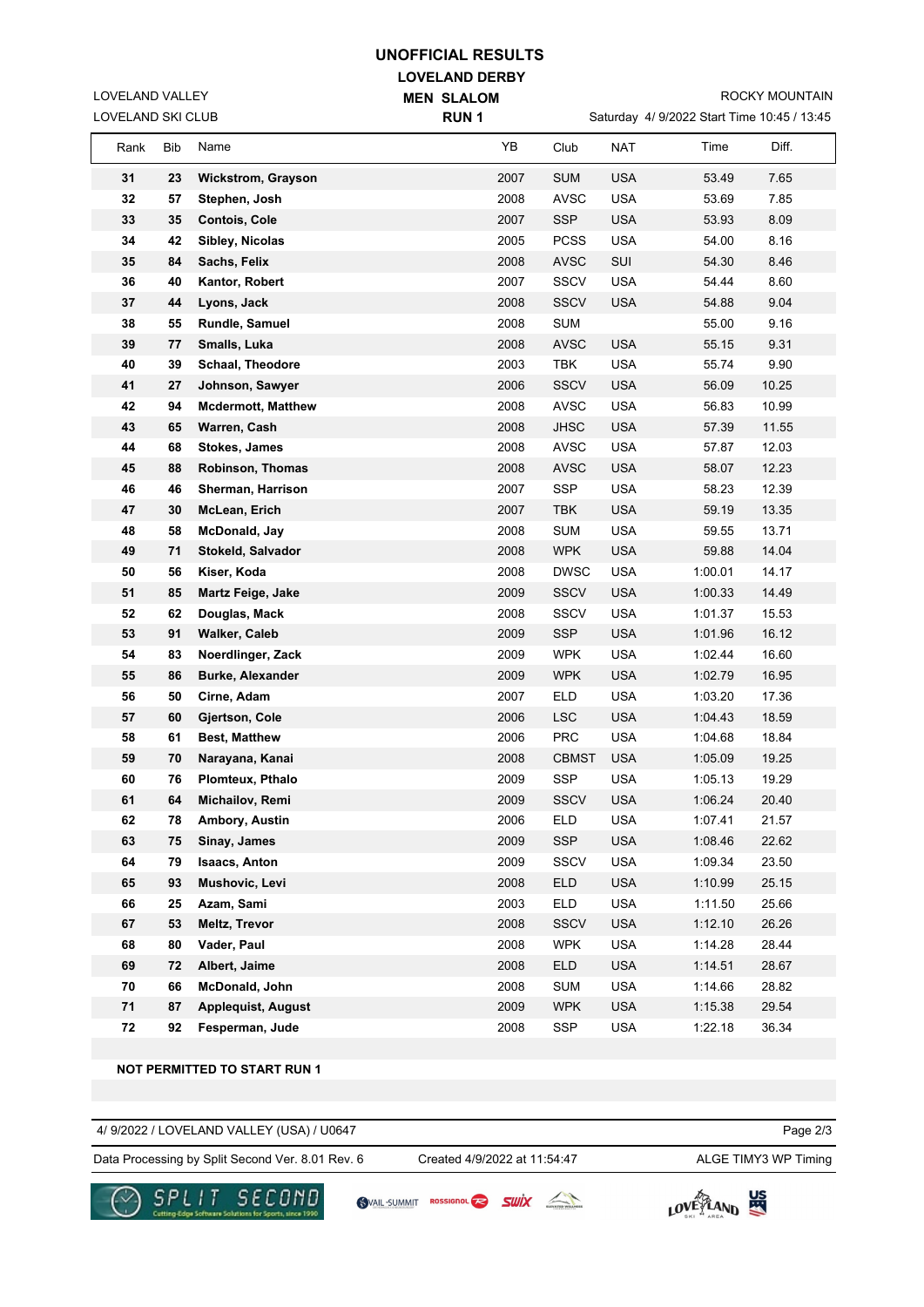# UNOFFICIAL RESULTS

## LOVELAND DERBY

### MEN SLALOM

### RUN 1

LOVELAND VALLEY
LOVELAND SKI CLUB

ROCKY MOUNTAIN
Saturday 4/ 9/2022 Start Time 10:45 / 13:45

| Rank | Bib | Name | YB | Club | NAT | Time | Diff. |
|---|---|---|---|---|---|---|---|
| 31 | 23 | Wickstrom, Grayson | 2007 | SUM | USA | 53.49 | 7.65 |
| 32 | 57 | Stephen, Josh | 2008 | AVSC | USA | 53.69 | 7.85 |
| 33 | 35 | Contois, Cole | 2007 | SSP | USA | 53.93 | 8.09 |
| 34 | 42 | Sibley, Nicolas | 2005 | PCSS | USA | 54.00 | 8.16 |
| 35 | 84 | Sachs, Felix | 2008 | AVSC | SUI | 54.30 | 8.46 |
| 36 | 40 | Kantor, Robert | 2007 | SSCV | USA | 54.44 | 8.60 |
| 37 | 44 | Lyons, Jack | 2008 | SSCV | USA | 54.88 | 9.04 |
| 38 | 55 | Rundle, Samuel | 2008 | SUM | | 55.00 | 9.16 |
| 39 | 77 | Smalls, Luka | 2008 | AVSC | USA | 55.15 | 9.31 |
| 40 | 39 | Schaal, Theodore | 2003 | TBK | USA | 55.74 | 9.90 |
| 41 | 27 | Johnson, Sawyer | 2006 | SSCV | USA | 56.09 | 10.25 |
| 42 | 94 | Mcdermott, Matthew | 2008 | AVSC | USA | 56.83 | 10.99 |
| 43 | 65 | Warren, Cash | 2008 | JHSC | USA | 57.39 | 11.55 |
| 44 | 68 | Stokes, James | 2008 | AVSC | USA | 57.87 | 12.03 |
| 45 | 88 | Robinson, Thomas | 2008 | AVSC | USA | 58.07 | 12.23 |
| 46 | 46 | Sherman, Harrison | 2007 | SSP | USA | 58.23 | 12.39 |
| 47 | 30 | McLean, Erich | 2007 | TBK | USA | 59.19 | 13.35 |
| 48 | 58 | McDonald, Jay | 2008 | SUM | USA | 59.55 | 13.71 |
| 49 | 71 | Stokeld, Salvador | 2008 | WPK | USA | 59.88 | 14.04 |
| 50 | 56 | Kiser, Koda | 2008 | DWSC | USA | 1:00.01 | 14.17 |
| 51 | 85 | Martz Feige, Jake | 2009 | SSCV | USA | 1:00.33 | 14.49 |
| 52 | 62 | Douglas, Mack | 2008 | SSCV | USA | 1:01.37 | 15.53 |
| 53 | 91 | Walker, Caleb | 2009 | SSP | USA | 1:01.96 | 16.12 |
| 54 | 83 | Noerdlinger, Zack | 2009 | WPK | USA | 1:02.44 | 16.60 |
| 55 | 86 | Burke, Alexander | 2009 | WPK | USA | 1:02.79 | 16.95 |
| 56 | 50 | Cirne, Adam | 2007 | ELD | USA | 1:03.20 | 17.36 |
| 57 | 60 | Gjertson, Cole | 2006 | LSC | USA | 1:04.43 | 18.59 |
| 58 | 61 | Best, Matthew | 2006 | PRC | USA | 1:04.68 | 18.84 |
| 59 | 70 | Narayana, Kanai | 2008 | CBMST | USA | 1:05.09 | 19.25 |
| 60 | 76 | Plomteux, Pthalo | 2009 | SSP | USA | 1:05.13 | 19.29 |
| 61 | 64 | Michailov, Remi | 2009 | SSCV | USA | 1:06.24 | 20.40 |
| 62 | 78 | Ambory, Austin | 2006 | ELD | USA | 1:07.41 | 21.57 |
| 63 | 75 | Sinay, James | 2009 | SSP | USA | 1:08.46 | 22.62 |
| 64 | 79 | Isaacs, Anton | 2009 | SSCV | USA | 1:09.34 | 23.50 |
| 65 | 93 | Mushovic, Levi | 2008 | ELD | USA | 1:10.99 | 25.15 |
| 66 | 25 | Azam, Sami | 2003 | ELD | USA | 1:11.50 | 25.66 |
| 67 | 53 | Meltz, Trevor | 2008 | SSCV | USA | 1:12.10 | 26.26 |
| 68 | 80 | Vader, Paul | 2008 | WPK | USA | 1:14.28 | 28.44 |
| 69 | 72 | Albert, Jaime | 2008 | ELD | USA | 1:14.51 | 28.67 |
| 70 | 66 | McDonald, John | 2008 | SUM | USA | 1:14.66 | 28.82 |
| 71 | 87 | Applequist, August | 2009 | WPK | USA | 1:15.38 | 29.54 |
| 72 | 92 | Fesperman, Jude | 2008 | SSP | USA | 1:22.18 | 36.34 |

**NOT PERMITTED TO START RUN 1**

4/ 9/2022 / LOVELAND VALLEY (USA) / U0647

Data Processing by Split Second Ver. 8.01 Rev. 6 — Created 4/9/2022 at 11:54:47 — ALGE TIMY3 WP Timing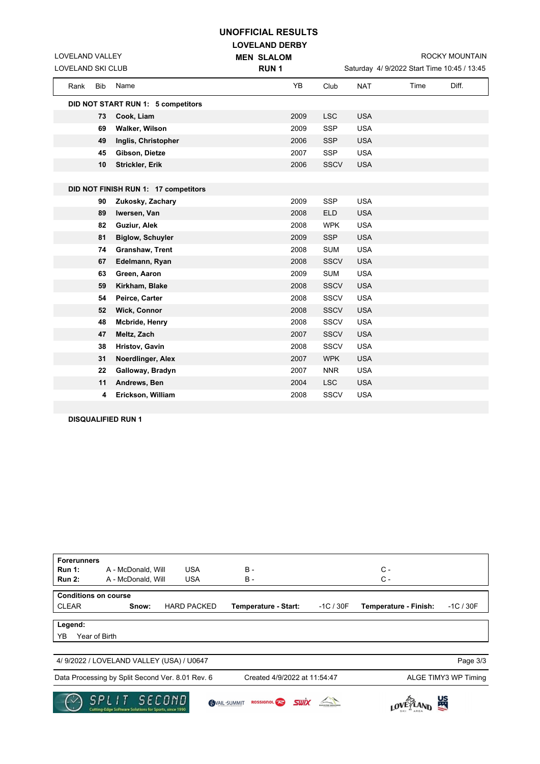# UNOFFICIAL RESULTS

## LOVELAND DERBY

LOVELAND VALLEY
LOVELAND SKI CLUB

**MEN SLALOM**
**RUN 1**

ROCKY MOUNTAIN
Saturday 4/ 9/2022 Start Time 10:45 / 13:45

| Rank | Bib | Name | YB | Club | NAT | Time | Diff. |
|---|---|---|---|---|---|---|---|
| **DID NOT START RUN 1: 5 competitors** | | | | | | | |
| | 73 | **Cook, Liam** | 2009 | LSC | USA | | |
| | 69 | **Walker, Wilson** | 2009 | SSP | USA | | |
| | 49 | **Inglis, Christopher** | 2006 | SSP | USA | | |
| | 45 | **Gibson, Dietze** | 2007 | SSP | USA | | |
| | 10 | **Strickler, Erik** | 2006 | SSCV | USA | | |
| **DID NOT FINISH RUN 1: 17 competitors** | | | | | | | |
| | 90 | **Zukosky, Zachary** | 2009 | SSP | USA | | |
| | 89 | **Iwersen, Van** | 2008 | ELD | USA | | |
| | 82 | **Guziur, Alek** | 2008 | WPK | USA | | |
| | 81 | **Biglow, Schuyler** | 2009 | SSP | USA | | |
| | 74 | **Granshaw, Trent** | 2008 | SUM | USA | | |
| | 67 | **Edelmann, Ryan** | 2008 | SSCV | USA | | |
| | 63 | **Green, Aaron** | 2009 | SUM | USA | | |
| | 59 | **Kirkham, Blake** | 2008 | SSCV | USA | | |
| | 54 | **Peirce, Carter** | 2008 | SSCV | USA | | |
| | 52 | **Wick, Connor** | 2008 | SSCV | USA | | |
| | 48 | **Mcbride, Henry** | 2008 | SSCV | USA | | |
| | 47 | **Meltz, Zach** | 2007 | SSCV | USA | | |
| | 38 | **Hristov, Gavin** | 2008 | SSCV | USA | | |
| | 31 | **Noerdlinger, Alex** | 2007 | WPK | USA | | |
| | 22 | **Galloway, Bradyn** | 2007 | NNR | USA | | |
| | 11 | **Andrews, Ben** | 2004 | LSC | USA | | |
| | 4 | **Erickson, William** | 2008 | SSCV | USA | | |

**DISQUALIFIED RUN 1**

| **Forerunners** | | | | |
|---|---|---|---|---|
| **Run 1:** | A - McDonald, Will | USA | B - | C - |
| **Run 2:** | A - McDonald, Will | USA | B - | C - |

| **Conditions on course** | | | | | | |
|---|---|---|---|---|---|---|
| CLEAR | **Snow:** | HARD PACKED | **Temperature - Start:** | -1C / 30F | **Temperature - Finish:** | -1C / 30F |

**Legend:**
YB Year of Birth

4/ 9/2022 / LOVELAND VALLEY (USA) / U0647

Data Processing by Split Second Ver. 8.01 Rev. 6 — Created 4/9/2022 at 11:54:47 — ALGE TIMY3 WP Timing